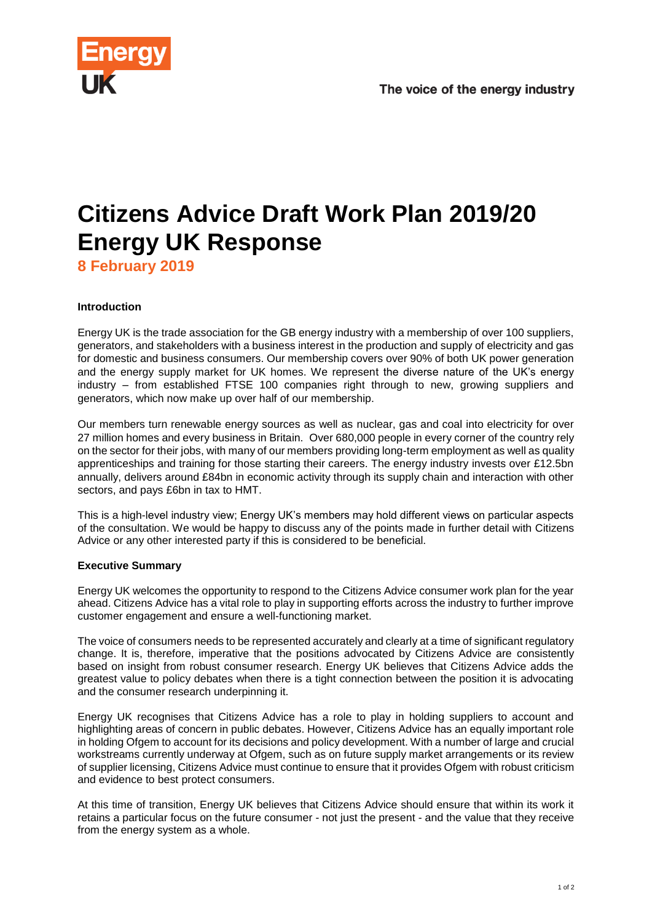# Citizens Advice Draft Work Plan 2019/20 Energy UK Response

**8 February 2019**

**Introduction**

Energy UK is the trade association for the GB energy industry with a membership of over 100 suppliers, generators, and stakeholders with a business interest in the production and supply of electricity and gas for domestic and business consumers. Our membership covers over 90% of both UK power generation and the energy supply market for UK homes. We represent the diverse nature of the UK's energy industry – from established FTSE 100 companies right through to new, growing suppliers and generators, which now make up over half of our membership.

Our members turn renewable energy sources as well as nuclear, gas and coal into electricity for over 27 million homes and every business in Britain. Over 680,000 people in every corner of the country rely on the sector for their jobs, with many of our members providing long-term employment as well as quality apprenticeships and training for those starting their careers. The energy industry invests over £12.5bn annually, delivers around £84bn in economic activity through its supply chain and interaction with other sectors, and pays £6bn in tax to HMT.

This is a high-level industry view; Energy UK's members may hold different views on particular aspects of the consultation. We would be happy to discuss any of the points made in further detail with Citizens Advice or any other interested party if this is considered to be beneficial.

**Executive Summary**

Energy UK welcomes the opportunity to respond to the Citizens Advice consumer work plan for the year ahead. Citizens Advice has a vital role to play in supporting efforts across the industry to further improve customer engagement and ensure a well-functioning market.

The voice of consumers needs to be represented accurately and clearly at a time of significant regulatory change. It is, therefore, imperative that the positions advocated by Citizens Advice are consistently based on insight from robust consumer research. Energy UK believes that Citizens Advice adds the greatest value to policy debates when there is a tight connection between the position it is advocating and the consumer research underpinning it.

Energy UK recognises that Citizens Advice has a role to play in holding suppliers to account and highlighting areas of concern in public debates. However, Citizens Advice has an equally important role in holding Ofgem to account for its decisions and policy development. With a number of large and crucial workstreams currently underway at Ofgem, such as on future supply market arrangements or its review of supplier licensing, Citizens Advice must continue to ensure that it provides Ofgem with robust criticism and evidence to best protect consumers.

At this time of transition, Energy UK believes that Citizens Advice should ensure that within its work it retains a particular focus on the future consumer - not just the present - and the value that they receive from the energy system as a whole.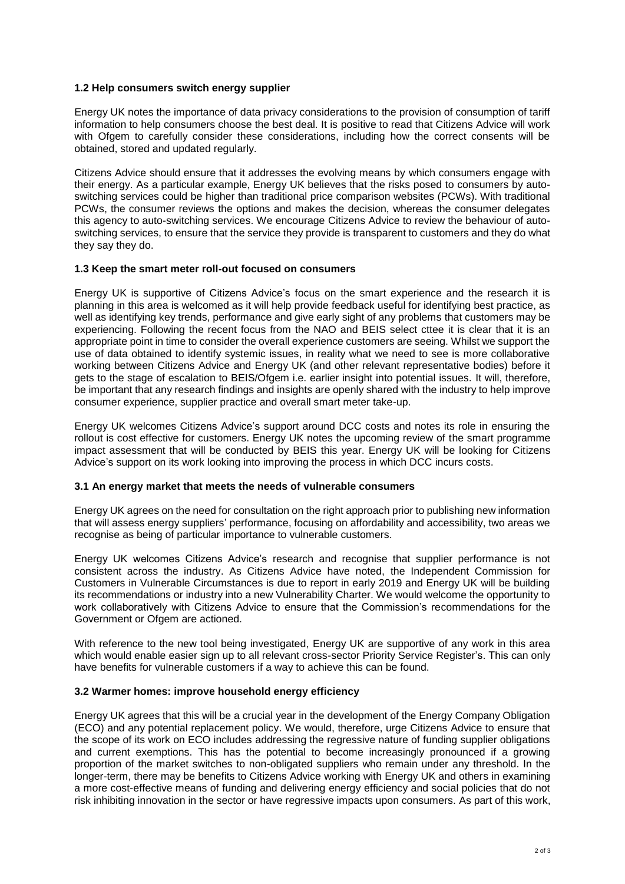### 1.2 Help consumers switch energy supplier

Energy UK notes the importance of data privacy considerations to the provision of consumption of tariff information to help consumers choose the best deal. It is positive to read that Citizens Advice will work with Ofgem to carefully consider these considerations, including how the correct consents will be obtained, stored and updated regularly.

Citizens Advice should ensure that it addresses the evolving means by which consumers engage with their energy. As a particular example, Energy UK believes that the risks posed to consumers by auto-switching services could be higher than traditional price comparison websites (PCWs). With traditional PCWs, the consumer reviews the options and makes the decision, whereas the consumer delegates this agency to auto-switching services. We encourage Citizens Advice to review the behaviour of auto-switching services, to ensure that the service they provide is transparent to customers and they do what they say they do.

### 1.3 Keep the smart meter roll-out focused on consumers

Energy UK is supportive of Citizens Advice's focus on the smart experience and the research it is planning in this area is welcomed as it will help provide feedback useful for identifying best practice, as well as identifying key trends, performance and give early sight of any problems that customers may be experiencing. Following the recent focus from the NAO and BEIS select cttee it is clear that it is an appropriate point in time to consider the overall experience customers are seeing. Whilst we support the use of data obtained to identify systemic issues, in reality what we need to see is more collaborative working between Citizens Advice and Energy UK (and other relevant representative bodies) before it gets to the stage of escalation to BEIS/Ofgem i.e. earlier insight into potential issues. It will, therefore, be important that any research findings and insights are openly shared with the industry to help improve consumer experience, supplier practice and overall smart meter take-up.

Energy UK welcomes Citizens Advice's support around DCC costs and notes its role in ensuring the rollout is cost effective for customers. Energy UK notes the upcoming review of the smart programme impact assessment that will be conducted by BEIS this year. Energy UK will be looking for Citizens Advice's support on its work looking into improving the process in which DCC incurs costs.

### 3.1 An energy market that meets the needs of vulnerable consumers

Energy UK agrees on the need for consultation on the right approach prior to publishing new information that will assess energy suppliers' performance, focusing on affordability and accessibility, two areas we recognise as being of particular importance to vulnerable customers.

Energy UK welcomes Citizens Advice's research and recognise that supplier performance is not consistent across the industry. As Citizens Advice have noted, the Independent Commission for Customers in Vulnerable Circumstances is due to report in early 2019 and Energy UK will be building its recommendations or industry into a new Vulnerability Charter. We would welcome the opportunity to work collaboratively with Citizens Advice to ensure that the Commission's recommendations for the Government or Ofgem are actioned.

With reference to the new tool being investigated, Energy UK are supportive of any work in this area which would enable easier sign up to all relevant cross-sector Priority Service Register's. This can only have benefits for vulnerable customers if a way to achieve this can be found.

### 3.2 Warmer homes: improve household energy efficiency

Energy UK agrees that this will be a crucial year in the development of the Energy Company Obligation (ECO) and any potential replacement policy. We would, therefore, urge Citizens Advice to ensure that the scope of its work on ECO includes addressing the regressive nature of funding supplier obligations and current exemptions. This has the potential to become increasingly pronounced if a growing proportion of the market switches to non-obligated suppliers who remain under any threshold. In the longer-term, there may be benefits to Citizens Advice working with Energy UK and others in examining a more cost-effective means of funding and delivering energy efficiency and social policies that do not risk inhibiting innovation in the sector or have regressive impacts upon consumers. As part of this work,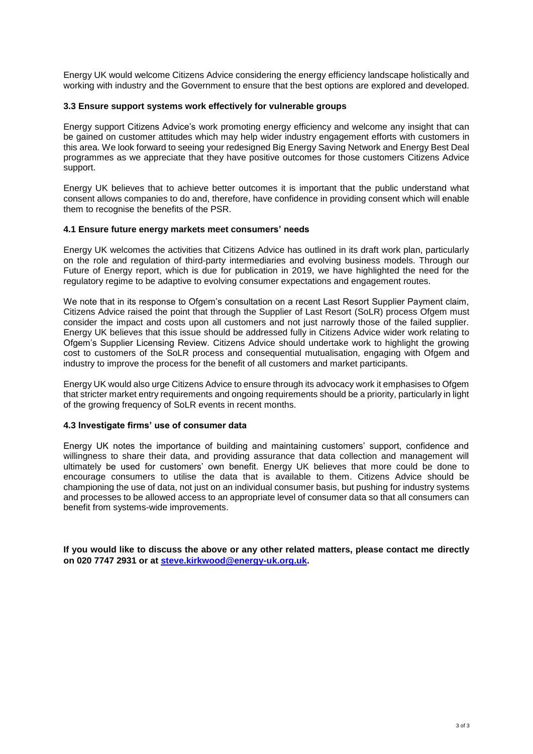Energy UK would welcome Citizens Advice considering the energy efficiency landscape holistically and working with industry and the Government to ensure that the best options are explored and developed.

### 3.3 Ensure support systems work effectively for vulnerable groups

Energy support Citizens Advice's work promoting energy efficiency and welcome any insight that can be gained on customer attitudes which may help wider industry engagement efforts with customers in this area. We look forward to seeing your redesigned Big Energy Saving Network and Energy Best Deal programmes as we appreciate that they have positive outcomes for those customers Citizens Advice support.

Energy UK believes that to achieve better outcomes it is important that the public understand what consent allows companies to do and, therefore, have confidence in providing consent which will enable them to recognise the benefits of the PSR.

### 4.1 Ensure future energy markets meet consumers' needs

Energy UK welcomes the activities that Citizens Advice has outlined in its draft work plan, particularly on the role and regulation of third-party intermediaries and evolving business models. Through our Future of Energy report, which is due for publication in 2019, we have highlighted the need for the regulatory regime to be adaptive to evolving consumer expectations and engagement routes.

We note that in its response to Ofgem's consultation on a recent Last Resort Supplier Payment claim, Citizens Advice raised the point that through the Supplier of Last Resort (SoLR) process Ofgem must consider the impact and costs upon all customers and not just narrowly those of the failed supplier. Energy UK believes that this issue should be addressed fully in Citizens Advice wider work relating to Ofgem's Supplier Licensing Review. Citizens Advice should undertake work to highlight the growing cost to customers of the SoLR process and consequential mutualisation, engaging with Ofgem and industry to improve the process for the benefit of all customers and market participants.

Energy UK would also urge Citizens Advice to ensure through its advocacy work it emphasises to Ofgem that stricter market entry requirements and ongoing requirements should be a priority, particularly in light of the growing frequency of SoLR events in recent months.

### 4.3 Investigate firms' use of consumer data

Energy UK notes the importance of building and maintaining customers' support, confidence and willingness to share their data, and providing assurance that data collection and management will ultimately be used for customers' own benefit. Energy UK believes that more could be done to encourage consumers to utilise the data that is available to them. Citizens Advice should be championing the use of data, not just on an individual consumer basis, but pushing for industry systems and processes to be allowed access to an appropriate level of consumer data so that all consumers can benefit from systems-wide improvements.

**If you would like to discuss the above or any other related matters, please contact me directly on 020 7747 2931 or at steve.kirkwood@energy-uk.org.uk.**